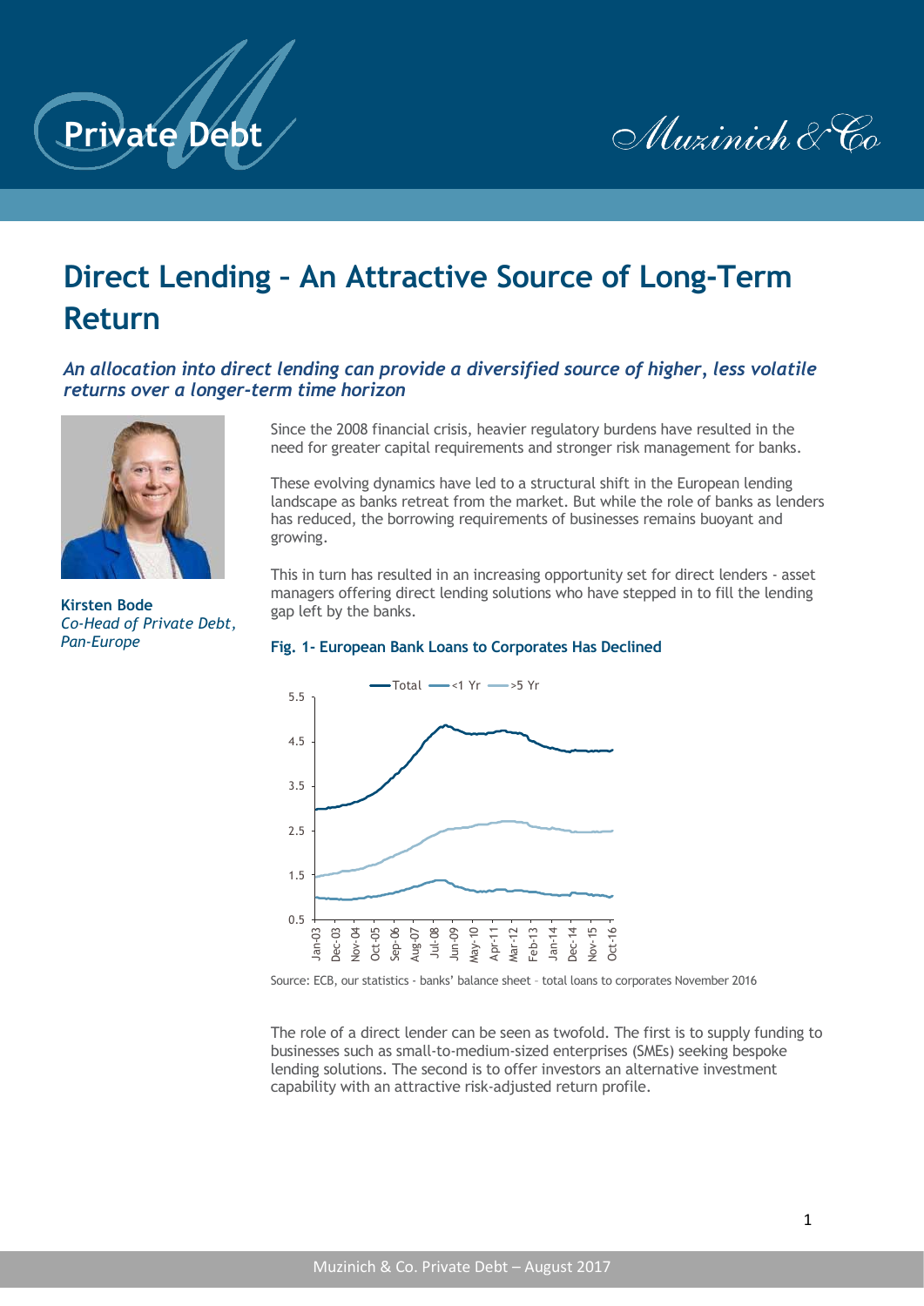# Direct Lending – An Attractive Source of Long-Term Return

***An allocation into direct lending can provide a diversified source of higher, less volatile returns over a longer-term time horizon***

**Kirsten Bode**
*Co-Head of Private Debt, Pan-Europe*

Since the 2008 financial crisis, heavier regulatory burdens have resulted in the need for greater capital requirements and stronger risk management for banks.

These evolving dynamics have led to a structural shift in the European lending landscape as banks retreat from the market. But while the role of banks as lenders has reduced, the borrowing requirements of businesses remains buoyant and growing.

This in turn has resulted in an increasing opportunity set for direct lenders - asset managers offering direct lending solutions who have stepped in to fill the lending gap left by the banks.

**Fig. 1- European Bank Loans to Corporates Has Declined**

Source: ECB, our statistics - banks' balance sheet – total loans to corporates November 2016

The role of a direct lender can be seen as twofold. The first is to supply funding to businesses such as small-to-medium-sized enterprises (SMEs) seeking bespoke lending solutions. The second is to offer investors an alternative investment capability with an attractive risk-adjusted return profile.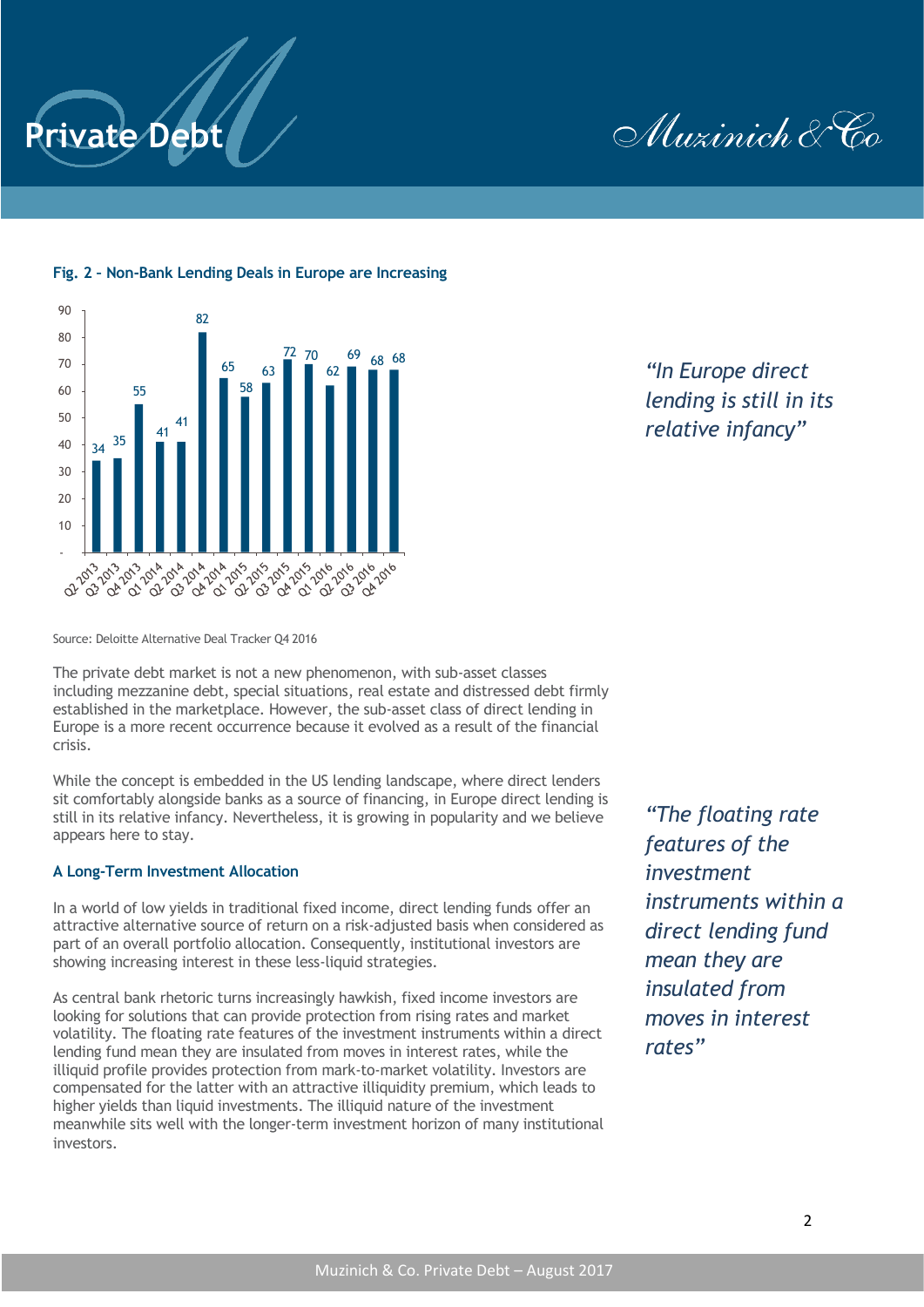**Fig. 2 – Non-Bank Lending Deals in Europe are Increasing**

| Quarter | Deals |
| --- | --- |
| Q2 2013 | 34 |
| Q3 2013 | 35 |
| Q4 2013 | 55 |
| Q1 2014 | 41 |
| Q2 2014 | 41 |
| Q3 2014 | 82 |
| Q4 2014 | 65 |
| Q1 2015 | 58 |
| Q2 2015 | 63 |
| Q3 2015 | 72 |
| Q4 2015 | 70 |
| Q1 2016 | 62 |
| Q2 2016 | 69 |
| Q3 2016 | 68 |
| Q4 2016 | 68 |

Source: Deloitte Alternative Deal Tracker Q4 2016

*"In Europe direct lending is still in its relative infancy"*

The private debt market is not a new phenomenon, with sub-asset classes including mezzanine debt, special situations, real estate and distressed debt firmly established in the marketplace. However, the sub-asset class of direct lending in Europe is a more recent occurrence because it evolved as a result of the financial crisis.

While the concept is embedded in the US lending landscape, where direct lenders sit comfortably alongside banks as a source of financing, in Europe direct lending is still in its relative infancy. Nevertheless, it is growing in popularity and we believe appears here to stay.

### A Long-Term Investment Allocation

In a world of low yields in traditional fixed income, direct lending funds offer an attractive alternative source of return on a risk-adjusted basis when considered as part of an overall portfolio allocation. Consequently, institutional investors are showing increasing interest in these less-liquid strategies.

As central bank rhetoric turns increasingly hawkish, fixed income investors are looking for solutions that can provide protection from rising rates and market volatility. The floating rate features of the investment instruments within a direct lending fund mean they are insulated from moves in interest rates, while the illiquid profile provides protection from mark-to-market volatility. Investors are compensated for the latter with an attractive illiquidity premium, which leads to higher yields than liquid investments. The illiquid nature of the investment meanwhile sits well with the longer-term investment horizon of many institutional investors.

*"The floating rate features of the investment instruments within a direct lending fund mean they are insulated from moves in interest rates"*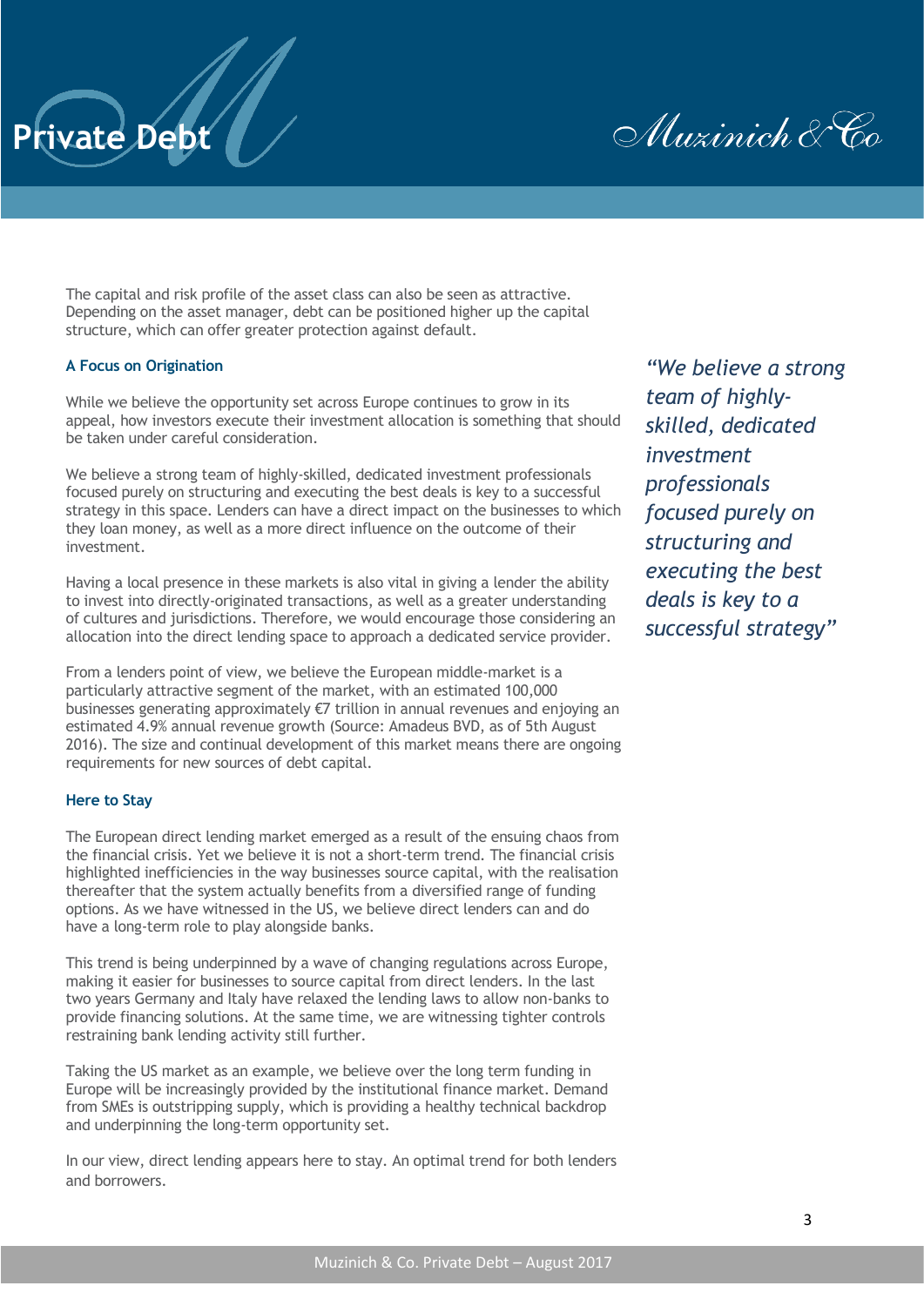The capital and risk profile of the asset class can also be seen as attractive. Depending on the asset manager, debt can be positioned higher up the capital structure, which can offer greater protection against default.

### A Focus on Origination

While we believe the opportunity set across Europe continues to grow in its appeal, how investors execute their investment allocation is something that should be taken under careful consideration.

We believe a strong team of highly-skilled, dedicated investment professionals focused purely on structuring and executing the best deals is key to a successful strategy in this space. Lenders can have a direct impact on the businesses to which they loan money, as well as a more direct influence on the outcome of their investment.

*"We believe a strong team of highly-skilled, dedicated investment professionals focused purely on structuring and executing the best deals is key to a successful strategy"*

Having a local presence in these markets is also vital in giving a lender the ability to invest into directly-originated transactions, as well as a greater understanding of cultures and jurisdictions. Therefore, we would encourage those considering an allocation into the direct lending space to approach a dedicated service provider.

From a lenders point of view, we believe the European middle-market is a particularly attractive segment of the market, with an estimated 100,000 businesses generating approximately €7 trillion in annual revenues and enjoying an estimated 4.9% annual revenue growth (Source: Amadeus BVD, as of 5th August 2016). The size and continual development of this market means there are ongoing requirements for new sources of debt capital.

### Here to Stay

The European direct lending market emerged as a result of the ensuing chaos from the financial crisis. Yet we believe it is not a short-term trend. The financial crisis highlighted inefficiencies in the way businesses source capital, with the realisation thereafter that the system actually benefits from a diversified range of funding options. As we have witnessed in the US, we believe direct lenders can and do have a long-term role to play alongside banks.

This trend is being underpinned by a wave of changing regulations across Europe, making it easier for businesses to source capital from direct lenders. In the last two years Germany and Italy have relaxed the lending laws to allow non-banks to provide financing solutions. At the same time, we are witnessing tighter controls restraining bank lending activity still further.

Taking the US market as an example, we believe over the long term funding in Europe will be increasingly provided by the institutional finance market. Demand from SMEs is outstripping supply, which is providing a healthy technical backdrop and underpinning the long-term opportunity set.

In our view, direct lending appears here to stay. An optimal trend for both lenders and borrowers.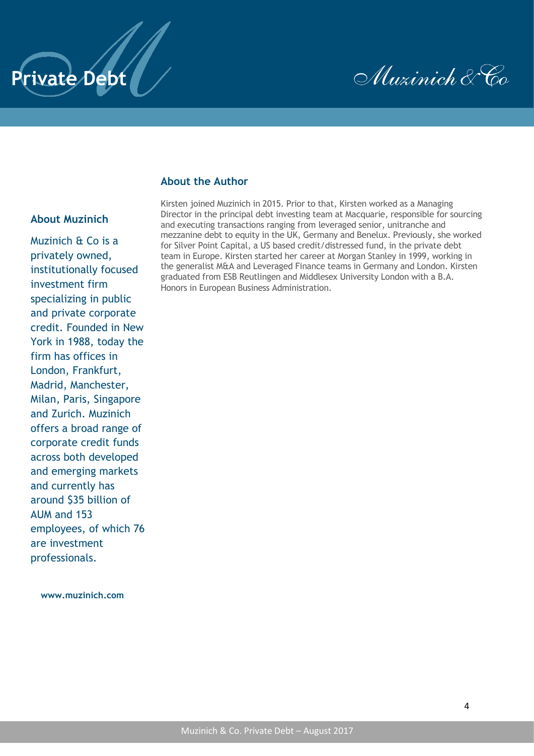## About the Author

Kirsten joined Muzinich in 2015. Prior to that, Kirsten worked as a Managing Director in the principal debt investing team at Macquarie, responsible for sourcing and executing transactions ranging from leveraged senior, unitranche and mezzanine debt to equity in the UK, Germany and Benelux. Previously, she worked for Silver Point Capital, a US based credit/distressed fund, in the private debt team in Europe. Kirsten started her career at Morgan Stanley in 1999, working in the generalist M&A and Leveraged Finance teams in Germany and London. Kirsten graduated from ESB Reutlingen and Middlesex University London with a B.A. Honors in European Business Administration.

## About Muzinich

Muzinich & Co is a privately owned, institutionally focused investment firm specializing in public and private corporate credit. Founded in New York in 1988, today the firm has offices in London, Frankfurt, Madrid, Manchester, Milan, Paris, Singapore and Zurich. Muzinich offers a broad range of corporate credit funds across both developed and emerging markets and currently has around $35 billion of AUM and 153 employees, of which 76 are investment professionals.

**www.muzinich.com**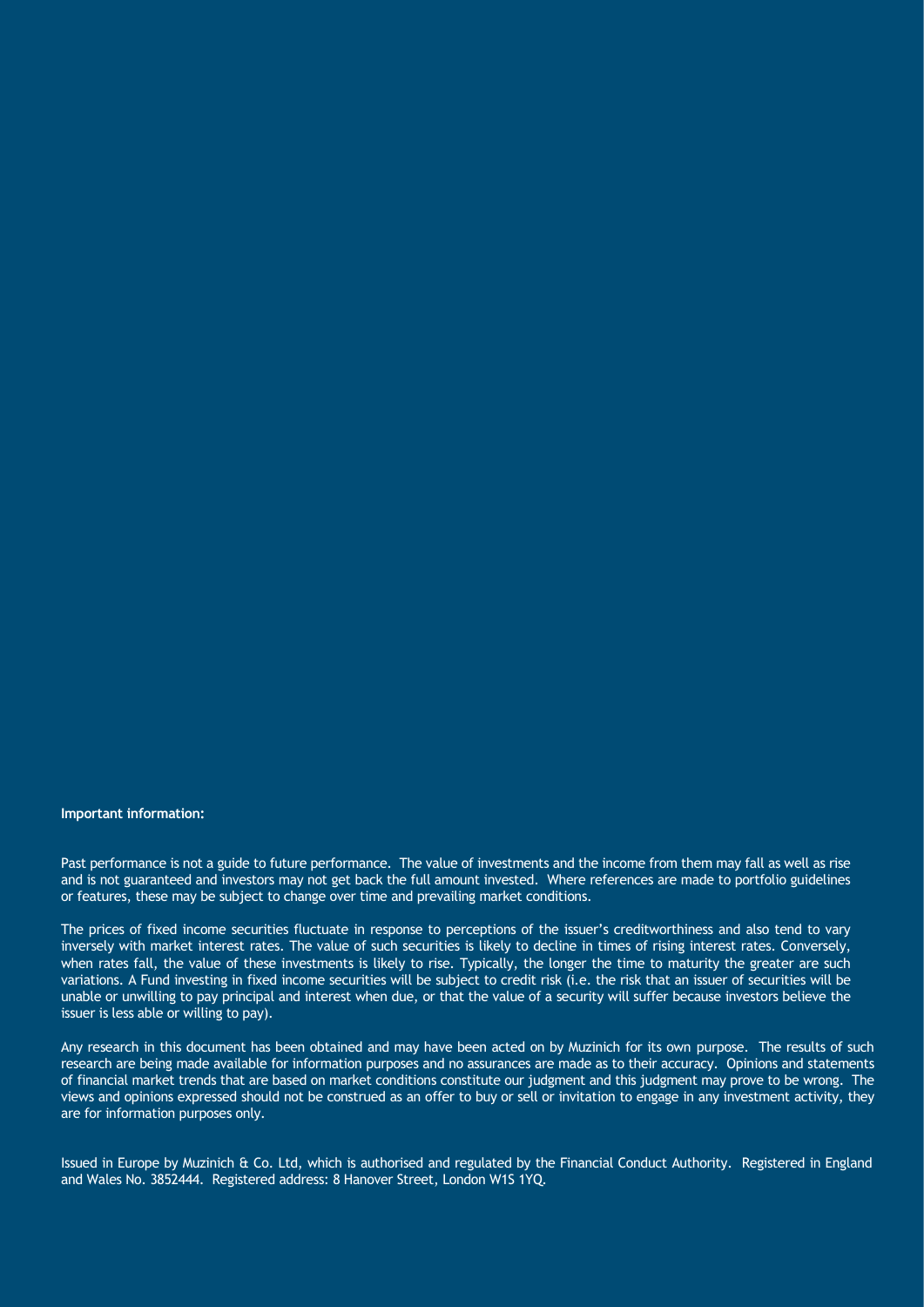**Important information:**

Past performance is not a guide to future performance. The value of investments and the income from them may fall as well as rise and is not guaranteed and investors may not get back the full amount invested. Where references are made to portfolio guidelines or features, these may be subject to change over time and prevailing market conditions.

The prices of fixed income securities fluctuate in response to perceptions of the issuer's creditworthiness and also tend to vary inversely with market interest rates. The value of such securities is likely to decline in times of rising interest rates. Conversely, when rates fall, the value of these investments is likely to rise. Typically, the longer the time to maturity the greater are such variations. A Fund investing in fixed income securities will be subject to credit risk (i.e. the risk that an issuer of securities will be unable or unwilling to pay principal and interest when due, or that the value of a security will suffer because investors believe the issuer is less able or willing to pay).

Any research in this document has been obtained and may have been acted on by Muzinich for its own purpose. The results of such research are being made available for information purposes and no assurances are made as to their accuracy. Opinions and statements of financial market trends that are based on market conditions constitute our judgment and this judgment may prove to be wrong. The views and opinions expressed should not be construed as an offer to buy or sell or invitation to engage in any investment activity, they are for information purposes only.

Issued in Europe by Muzinich & Co. Ltd, which is authorised and regulated by the Financial Conduct Authority. Registered in England and Wales No. 3852444. Registered address: 8 Hanover Street, London W1S 1YQ.